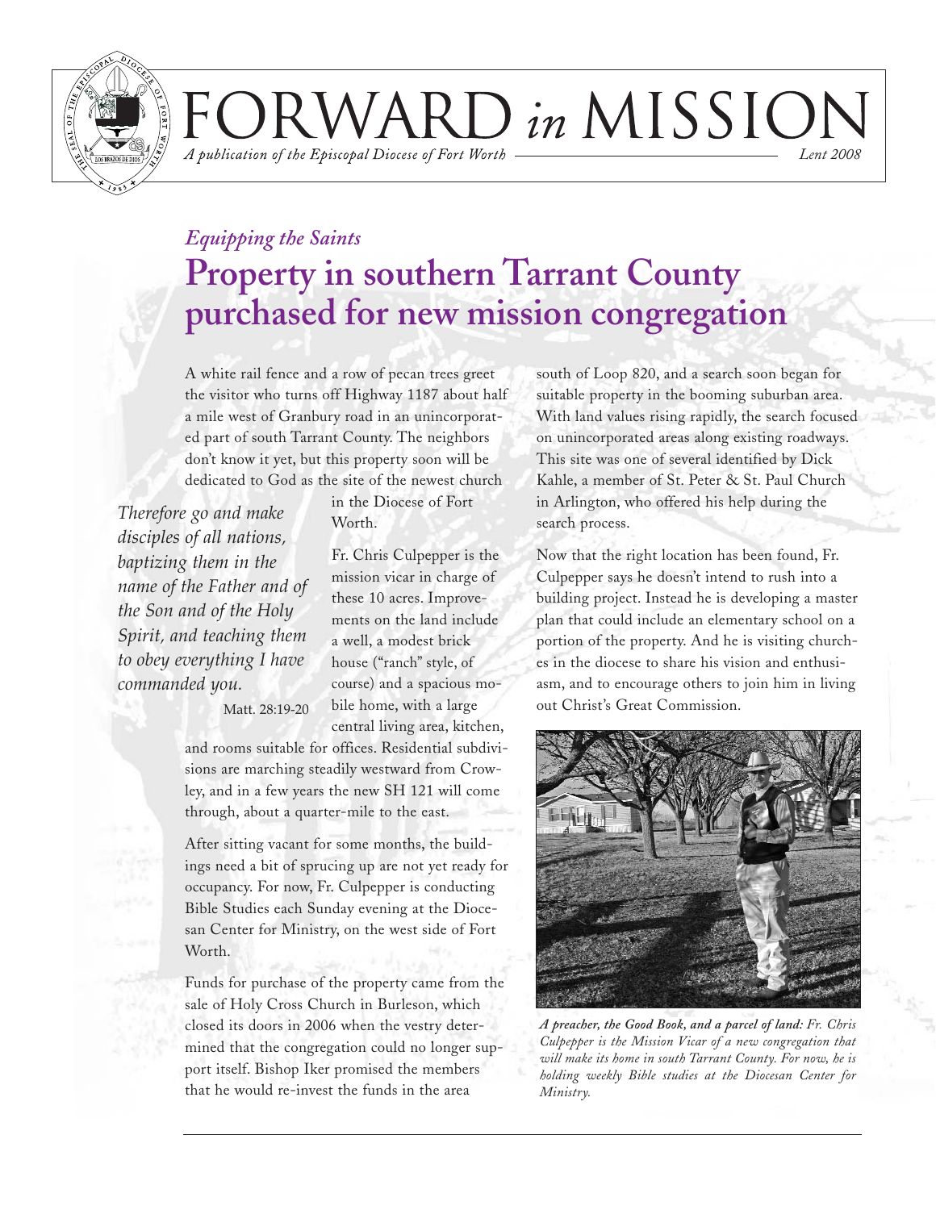# FORWARD *in* MISSION

*A publication of the Episcopal Diocese of Fort Worth* — *Lent 2008*

*Equipping the Saints*

## Property in southern Tarrant County purchased for new mission congregation

A white rail fence and a row of pecan trees greet the visitor who turns off Highway 1187 about half a mile west of Granbury road in an unincorporated part of south Tarrant County. The neighbors don't know it yet, but this property soon will be dedicated to God as the site of the newest church in the Diocese of Fort Worth.

> *Therefore go and make disciples of all nations, baptizing them in the name of the Father and of the Son and of the Holy Spirit, and teaching them to obey everything I have commanded you.*
>
> Matt. 28:19-20

Fr. Chris Culpepper is the mission vicar in charge of these 10 acres. Improvements on the land include a well, a modest brick house ("ranch" style, of course) and a spacious mobile home, with a large central living area, kitchen, and rooms suitable for offices. Residential subdivisions are marching steadily westward from Crowley, and in a few years the new SH 121 will come through, about a quarter-mile to the east.

After sitting vacant for some months, the buildings need a bit of sprucing up are not yet ready for occupancy. For now, Fr. Culpepper is conducting Bible Studies each Sunday evening at the Diocesan Center for Ministry, on the west side of Fort Worth.

Funds for purchase of the property came from the sale of Holy Cross Church in Burleson, which closed its doors in 2006 when the vestry determined that the congregation could no longer support itself. Bishop Iker promised the members that he would re-invest the funds in the area south of Loop 820, and a search soon began for suitable property in the booming suburban area. With land values rising rapidly, the search focused on unincorporated areas along existing roadways. This site was one of several identified by Dick Kahle, a member of St. Peter & St. Paul Church in Arlington, who offered his help during the search process.

Now that the right location has been found, Fr. Culpepper says he doesn't intend to rush into a building project. Instead he is developing a master plan that could include an elementary school on a portion of the property. And he is visiting churches in the diocese to share his vision and enthusiasm, and to encourage others to join him in living out Christ's Great Commission.

***A preacher, the Good Book, and a parcel of land:*** *Fr. Chris Culpepper is the Mission Vicar of a new congregation that will make its home in south Tarrant County. For now, he is holding weekly Bible studies at the Diocesan Center for Ministry.*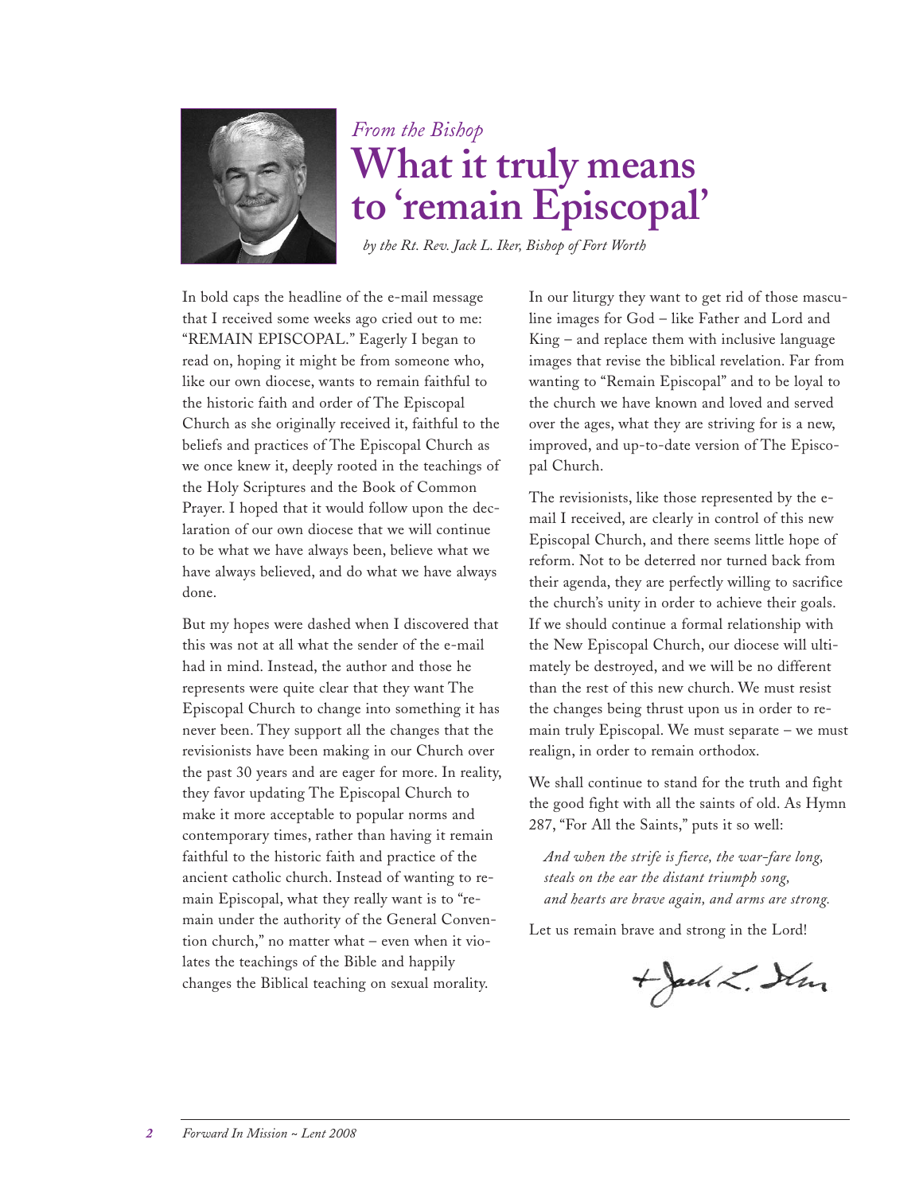*From the Bishop*

# What it truly means to 'remain Episcopal'

*by the Rt. Rev. Jack L. Iker, Bishop of Fort Worth*

In bold caps the headline of the e-mail message that I received some weeks ago cried out to me: "REMAIN EPISCOPAL." Eagerly I began to read on, hoping it might be from someone who, like our own diocese, wants to remain faithful to the historic faith and order of The Episcopal Church as she originally received it, faithful to the beliefs and practices of The Episcopal Church as we once knew it, deeply rooted in the teachings of the Holy Scriptures and the Book of Common Prayer. I hoped that it would follow upon the declaration of our own diocese that we will continue to be what we have always been, believe what we have always believed, and do what we have always done.

But my hopes were dashed when I discovered that this was not at all what the sender of the e-mail had in mind. Instead, the author and those he represents were quite clear that they want The Episcopal Church to change into something it has never been. They support all the changes that the revisionists have been making in our Church over the past 30 years and are eager for more. In reality, they favor updating The Episcopal Church to make it more acceptable to popular norms and contemporary times, rather than having it remain faithful to the historic faith and practice of the ancient catholic church. Instead of wanting to remain Episcopal, what they really want is to "remain under the authority of the General Convention church," no matter what – even when it violates the teachings of the Bible and happily changes the Biblical teaching on sexual morality.

In our liturgy they want to get rid of those masculine images for God – like Father and Lord and King – and replace them with inclusive language images that revise the biblical revelation. Far from wanting to "Remain Episcopal" and to be loyal to the church we have known and loved and served over the ages, what they are striving for is a new, improved, and up-to-date version of The Episcopal Church.

The revisionists, like those represented by the e-mail I received, are clearly in control of this new Episcopal Church, and there seems little hope of reform. Not to be deterred nor turned back from their agenda, they are perfectly willing to sacrifice the church's unity in order to achieve their goals. If we should continue a formal relationship with the New Episcopal Church, our diocese will ultimately be destroyed, and we will be no different than the rest of this new church. We must resist the changes being thrust upon us in order to remain truly Episcopal. We must separate – we must realign, in order to remain orthodox.

We shall continue to stand for the truth and fight the good fight with all the saints of old. As Hymn 287, "For All the Saints," puts it so well:

> *And when the strife is fierce, the war-fare long,*
> *steals on the ear the distant triumph song,*
> *and hearts are brave again, and arms are strong.*

Let us remain brave and strong in the Lord!

+Jack L. Iker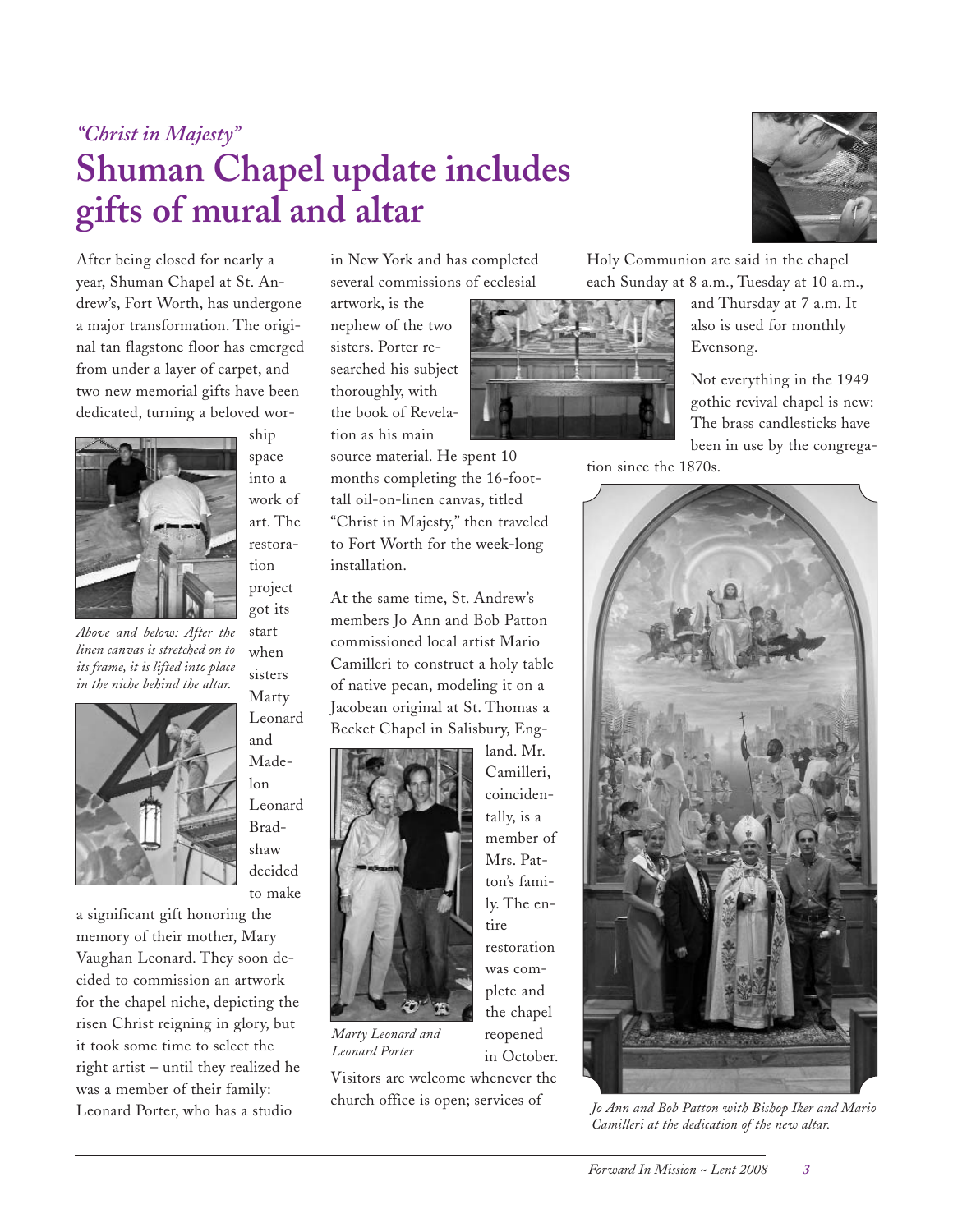*"Christ in Majesty"*

# Shuman Chapel update includes gifts of mural and altar

After being closed for nearly a year, Shuman Chapel at St. Andrew's, Fort Worth, has undergone a major transformation. The original tan flagstone floor has emerged from under a layer of carpet, and two new memorial gifts have been dedicated, turning a beloved worship space into a work of art. The restoration project got its start when sisters Marty Leonard and Madelon Leonard Bradshaw decided to make a significant gift honoring the memory of their mother, Mary Vaughan Leonard. They soon decided to commission an artwork for the chapel niche, depicting the risen Christ reigning in glory, but it took some time to select the right artist – until they realized he was a member of their family: Leonard Porter, who has a studio in New York and has completed several commissions of ecclesial artwork, is the nephew of the two sisters. Porter researched his subject thoroughly, with the book of Revelation as his main source material. He spent 10 months completing the 16-foot-tall oil-on-linen canvas, titled "Christ in Majesty," then traveled to Fort Worth for the week-long installation.

*Above and below: After the linen canvas is stretched on to its frame, it is lifted into place in the niche behind the altar.*

At the same time, St. Andrew's members Jo Ann and Bob Patton commissioned local artist Mario Camilleri to construct a holy table of native pecan, modeling it on a Jacobean original at St. Thomas a Becket Chapel in Salisbury, England. Mr. Camilleri, coincidentally, is a member of Mrs. Patton's family. The entire restoration was complete and the chapel reopened in October.

*Marty Leonard and Leonard Porter*

Visitors are welcome whenever the church office is open; services of Holy Communion are said in the chapel each Sunday at 8 a.m., Tuesday at 10 a.m., and Thursday at 7 a.m. It also is used for monthly Evensong.

Not everything in the 1949 gothic revival chapel is new: The brass candlesticks have been in use by the congregation since the 1870s.

*Jo Ann and Bob Patton with Bishop Iker and Mario Camilleri at the dedication of the new altar.*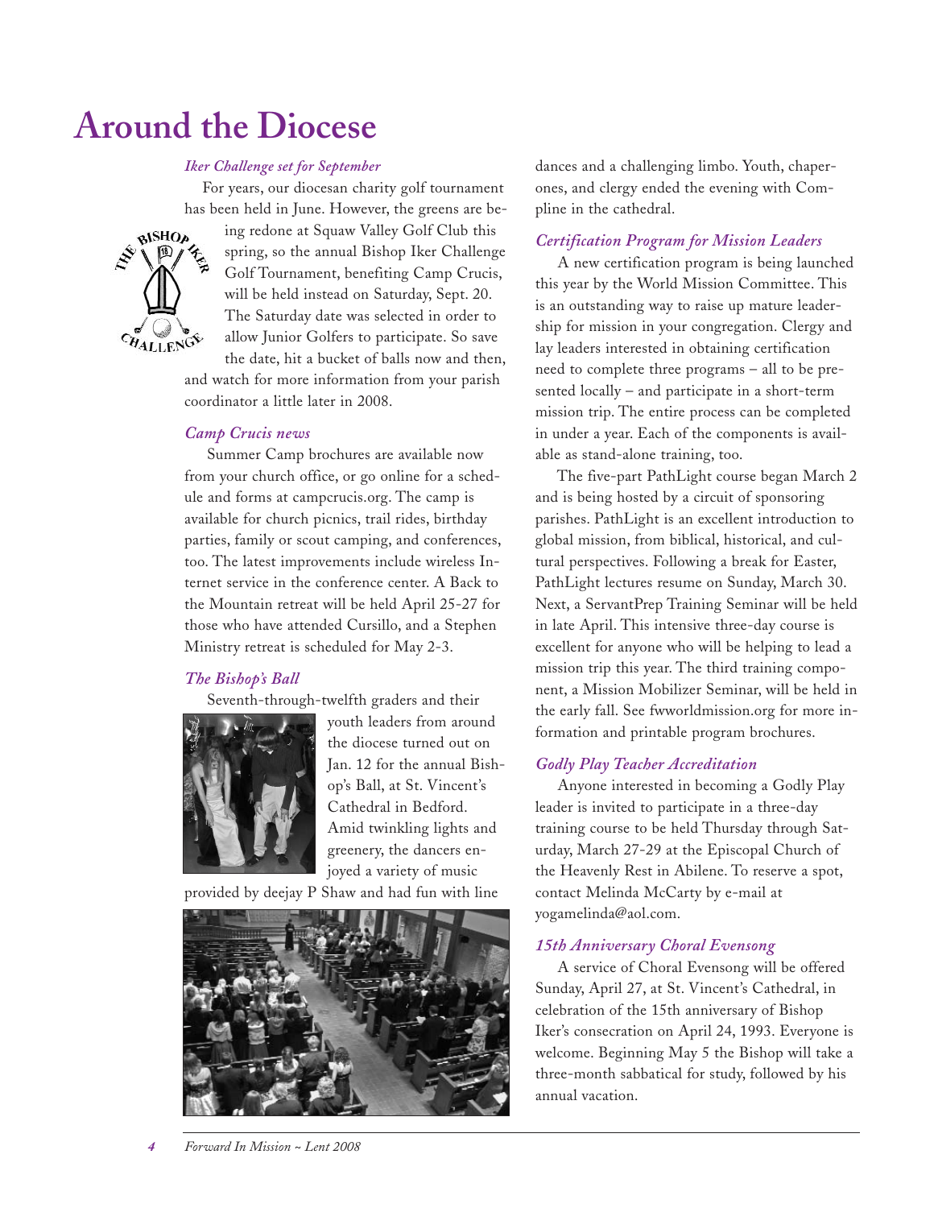# Around the Diocese

### *Iker Challenge set for September*

For years, our diocesan charity golf tournament has been held in June. However, the greens are being redone at Squaw Valley Golf Club this spring, so the annual Bishop Iker Challenge Golf Tournament, benefiting Camp Crucis, will be held instead on Saturday, Sept. 20. The Saturday date was selected in order to allow Junior Golfers to participate. So save the date, hit a bucket of balls now and then, and watch for more information from your parish coordinator a little later in 2008.

### *Camp Crucis news*

Summer Camp brochures are available now from your church office, or go online for a schedule and forms at campcrucis.org. The camp is available for church picnics, trail rides, birthday parties, family or scout camping, and conferences, too. The latest improvements include wireless Internet service in the conference center. A Back to the Mountain retreat will be held April 25-27 for those who have attended Cursillo, and a Stephen Ministry retreat is scheduled for May 2-3.

### *The Bishop's Ball*

Seventh-through-twelfth graders and their youth leaders from around the diocese turned out on Jan. 12 for the annual Bishop's Ball, at St. Vincent's Cathedral in Bedford. Amid twinkling lights and greenery, the dancers enjoyed a variety of music provided by deejay P Shaw and had fun with line dances and a challenging limbo. Youth, chaperones, and clergy ended the evening with Compline in the cathedral.

### *Certification Program for Mission Leaders*

A new certification program is being launched this year by the World Mission Committee. This is an outstanding way to raise up mature leadership for mission in your congregation. Clergy and lay leaders interested in obtaining certification need to complete three programs – all to be presented locally – and participate in a short-term mission trip. The entire process can be completed in under a year. Each of the components is available as stand-alone training, too.

The five-part PathLight course began March 2 and is being hosted by a circuit of sponsoring parishes. PathLight is an excellent introduction to global mission, from biblical, historical, and cultural perspectives. Following a break for Easter, PathLight lectures resume on Sunday, March 30. Next, a ServantPrep Training Seminar will be held in late April. This intensive three-day course is excellent for anyone who will be helping to lead a mission trip this year. The third training component, a Mission Mobilizer Seminar, will be held in the early fall. See fwworldmission.org for more information and printable program brochures.

### *Godly Play Teacher Accreditation*

Anyone interested in becoming a Godly Play leader is invited to participate in a three-day training course to be held Thursday through Saturday, March 27-29 at the Episcopal Church of the Heavenly Rest in Abilene. To reserve a spot, contact Melinda McCarty by e-mail at yogamelinda@aol.com.

### *15th Anniversary Choral Evensong*

A service of Choral Evensong will be offered Sunday, April 27, at St. Vincent's Cathedral, in celebration of the 15th anniversary of Bishop Iker's consecration on April 24, 1993. Everyone is welcome. Beginning May 5 the Bishop will take a three-month sabbatical for study, followed by his annual vacation.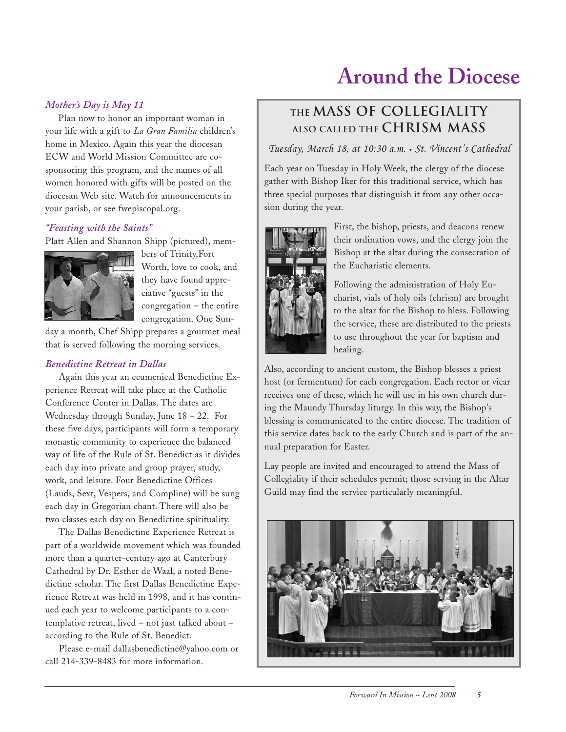# Around the Diocese

*Mother's Day is May 11*

Plan now to honor an important woman in your life with a gift to *La Gran Familia* children's home in Mexico. Again this year the diocesan ECW and World Mission Committee are co-sponsoring this program, and the names of all women honored with gifts will be posted on the diocesan Web site. Watch for announcements in your parish, or see fwepiscopal.org.

*"Feasting with the Saints"*

Platt Allen and Shannon Shipp (pictured), members of Trinity,Fort Worth, love to cook, and they have found appreciative "guests" in the congregation – the entire congregation. One Sunday a month, Chef Shipp prepares a gourmet meal that is served following the morning services.

*Benedictine Retreat in Dallas*

Again this year an ecumenical Benedictine Experience Retreat will take place at the Catholic Conference Center in Dallas. The dates are Wednesday through Sunday, June 18 – 22. For these five days, participants will form a temporary monastic community to experience the balanced way of life of the Rule of St. Benedict as it divides each day into private and group prayer, study, work, and leisure. Four Benedictine Offices (Lauds, Sext, Vespers, and Compline) will be sung each day in Gregorian chant. There will also be two classes each day on Benedictine spirituality.

The Dallas Benedictine Experience Retreat is part of a worldwide movement which was founded more than a quarter-century ago at Canterbury Cathedral by Dr. Esther de Waal, a noted Benedictine scholar. The first Dallas Benedictine Experience Retreat was held in 1998, and it has continued each year to welcome participants to a contemplative retreat, lived – not just talked about – according to the Rule of St. Benedict.

Please e-mail dallasbenedictine@yahoo.com or call 214-339-8483 for more information.

## THE MASS OF COLLEGIALITY ALSO CALLED THE CHRISM MASS

*Tuesday, March 18, at 10:30 a.m. • St. Vincent's Cathedral*

Each year on Tuesday in Holy Week, the clergy of the diocese gather with Bishop Iker for this traditional service, which has three special purposes that distinguish it from any other occasion during the year.

First, the bishop, priests, and deacons renew their ordination vows, and the clergy join the Bishop at the altar during the consecration of the Eucharistic elements.

Following the administration of Holy Eucharist, vials of holy oils (chrism) are brought to the altar for the Bishop to bless. Following the service, these are distributed to the priests to use throughout the year for baptism and healing.

Also, according to ancient custom, the Bishop blesses a priest host (or fermentum) for each congregation. Each rector or vicar receives one of these, which he will use in his own church during the Maundy Thursday liturgy. In this way, the Bishop's blessing is communicated to the entire diocese. The tradition of this service dates back to the early Church and is part of the annual preparation for Easter.

Lay people are invited and encouraged to attend the Mass of Collegiality if their schedules permit; those serving in the Altar Guild may find the service particularly meaningful.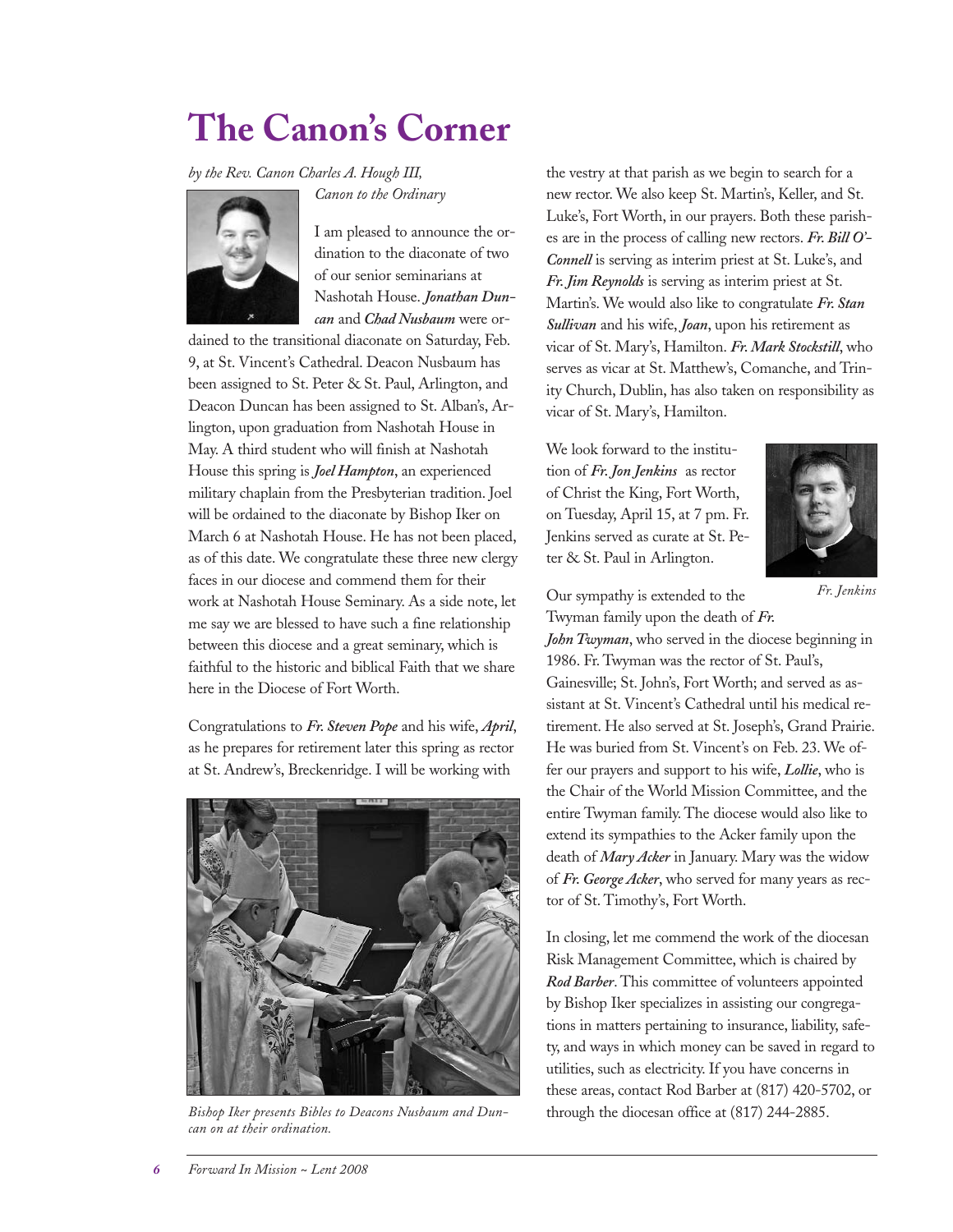# The Canon's Corner

*by the Rev. Canon Charles A. Hough III, Canon to the Ordinary*

I am pleased to announce the ordination to the diaconate of two of our senior seminarians at Nashotah House. ***Jonathan Duncan*** and ***Chad Nusbaum*** were ordained to the transitional diaconate on Saturday, Feb. 9, at St. Vincent's Cathedral. Deacon Nusbaum has been assigned to St. Peter & St. Paul, Arlington, and Deacon Duncan has been assigned to St. Alban's, Arlington, upon graduation from Nashotah House in May. A third student who will finish at Nashotah House this spring is ***Joel Hampton***, an experienced military chaplain from the Presbyterian tradition. Joel will be ordained to the diaconate by Bishop Iker on March 6 at Nashotah House. He has not been placed, as of this date. We congratulate these three new clergy faces in our diocese and commend them for their work at Nashotah House Seminary. As a side note, let me say we are blessed to have such a fine relationship between this diocese and a great seminary, which is faithful to the historic and biblical Faith that we share here in the Diocese of Fort Worth.

Congratulations to ***Fr. Steven Pope*** and his wife, ***April***, as he prepares for retirement later this spring as rector at St. Andrew's, Breckenridge. I will be working with the vestry at that parish as we begin to search for a new rector. We also keep St. Martin's, Keller, and St. Luke's, Fort Worth, in our prayers. Both these parishes are in the process of calling new rectors. ***Fr. Bill O'Connell*** is serving as interim priest at St. Luke's, and ***Fr. Jim Reynolds*** is serving as interim priest at St. Martin's. We would also like to congratulate ***Fr. Stan Sullivan*** and his wife, ***Joan***, upon his retirement as vicar of St. Mary's, Hamilton. ***Fr. Mark Stockstill***, who serves as vicar at St. Matthew's, Comanche, and Trinity Church, Dublin, has also taken on responsibility as vicar of St. Mary's, Hamilton.

*Bishop Iker presents Bibles to Deacons Nusbaum and Duncan on at their ordination.*

We look forward to the institution of ***Fr. Jon Jenkins*** as rector of Christ the King, Fort Worth, on Tuesday, April 15, at 7 pm. Fr. Jenkins served as curate at St. Peter & St. Paul in Arlington.

*Fr. Jenkins*

Our sympathy is extended to the Twyman family upon the death of ***Fr. John Twyman***, who served in the diocese beginning in 1986. Fr. Twyman was the rector of St. Paul's, Gainesville; St. John's, Fort Worth; and served as assistant at St. Vincent's Cathedral until his medical retirement. He also served at St. Joseph's, Grand Prairie. He was buried from St. Vincent's on Feb. 23. We offer our prayers and support to his wife, ***Lollie***, who is the Chair of the World Mission Committee, and the entire Twyman family. The diocese would also like to extend its sympathies to the Acker family upon the death of ***Mary Acker*** in January. Mary was the widow of ***Fr. George Acker***, who served for many years as rector of St. Timothy's, Fort Worth.

In closing, let me commend the work of the diocesan Risk Management Committee, which is chaired by ***Rod Barber***. This committee of volunteers appointed by Bishop Iker specializes in assisting our congregations in matters pertaining to insurance, liability, safety, and ways in which money can be saved in regard to utilities, such as electricity. If you have concerns in these areas, contact Rod Barber at (817) 420-5702, or through the diocesan office at (817) 244-2885.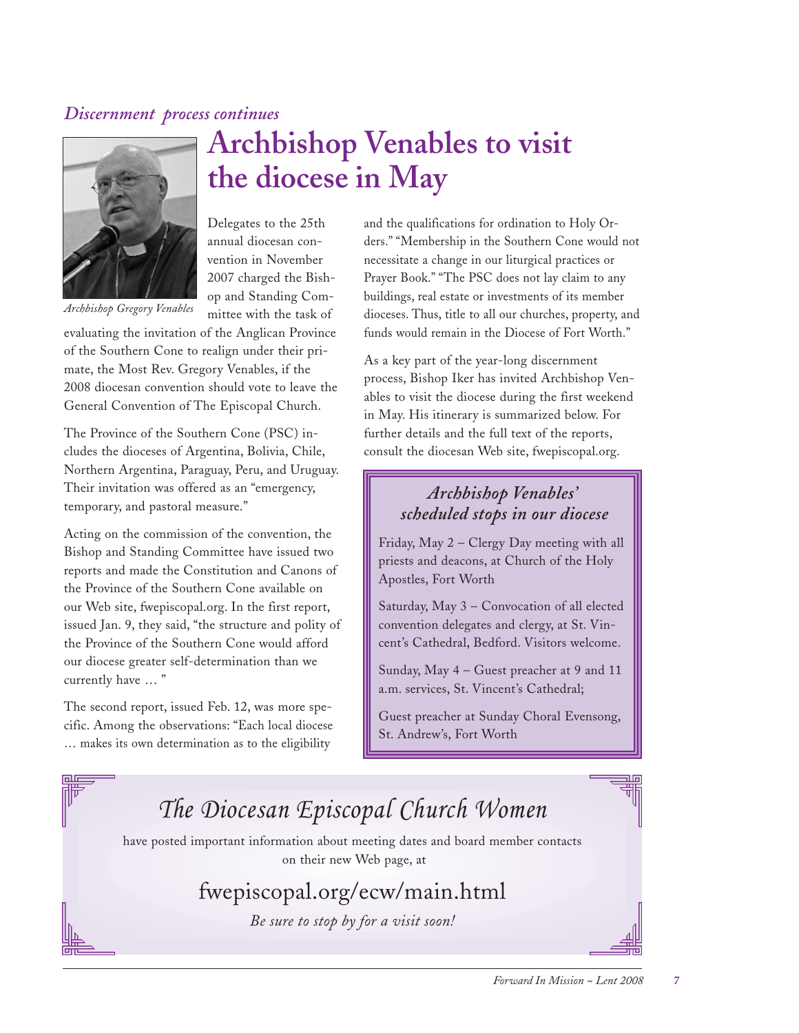*Discernment process continues*

# Archbishop Venables to visit the diocese in May

*Archbishop Gregory Venables*

Delegates to the 25th annual diocesan convention in November 2007 charged the Bishop and Standing Committee with the task of evaluating the invitation of the Anglican Province of the Southern Cone to realign under their primate, the Most Rev. Gregory Venables, if the 2008 diocesan convention should vote to leave the General Convention of The Episcopal Church.

The Province of the Southern Cone (PSC) includes the dioceses of Argentina, Bolivia, Chile, Northern Argentina, Paraguay, Peru, and Uruguay. Their invitation was offered as an "emergency, temporary, and pastoral measure."

Acting on the commission of the convention, the Bishop and Standing Committee have issued two reports and made the Constitution and Canons of the Province of the Southern Cone available on our Web site, fwepiscopal.org. In the first report, issued Jan. 9, they said, "the structure and polity of the Province of the Southern Cone would afford our diocese greater self-determination than we currently have … "

The second report, issued Feb. 12, was more specific. Among the observations: "Each local diocese … makes its own determination as to the eligibility and the qualifications for ordination to Holy Orders." "Membership in the Southern Cone would not necessitate a change in our liturgical practices or Prayer Book." "The PSC does not lay claim to any buildings, real estate or investments of its member dioceses. Thus, title to all our churches, property, and funds would remain in the Diocese of Fort Worth."

As a key part of the year-long discernment process, Bishop Iker has invited Archbishop Venables to visit the diocese during the first weekend in May. His itinerary is summarized below. For further details and the full text of the reports, consult the diocesan Web site, fwepiscopal.org.

### *Archbishop Venables' scheduled stops in our diocese*

Friday, May 2 – Clergy Day meeting with all priests and deacons, at Church of the Holy Apostles, Fort Worth

Saturday, May 3 – Convocation of all elected convention delegates and clergy, at St. Vincent's Cathedral, Bedford. Visitors welcome.

Sunday, May 4 – Guest preacher at 9 and 11 a.m. services, St. Vincent's Cathedral;

Guest preacher at Sunday Choral Evensong, St. Andrew's, Fort Worth

## *The Diocesan Episcopal Church Women*

have posted important information about meeting dates and board member contacts on their new Web page, at

fwepiscopal.org/ecw/main.html

*Be sure to stop by for a visit soon!*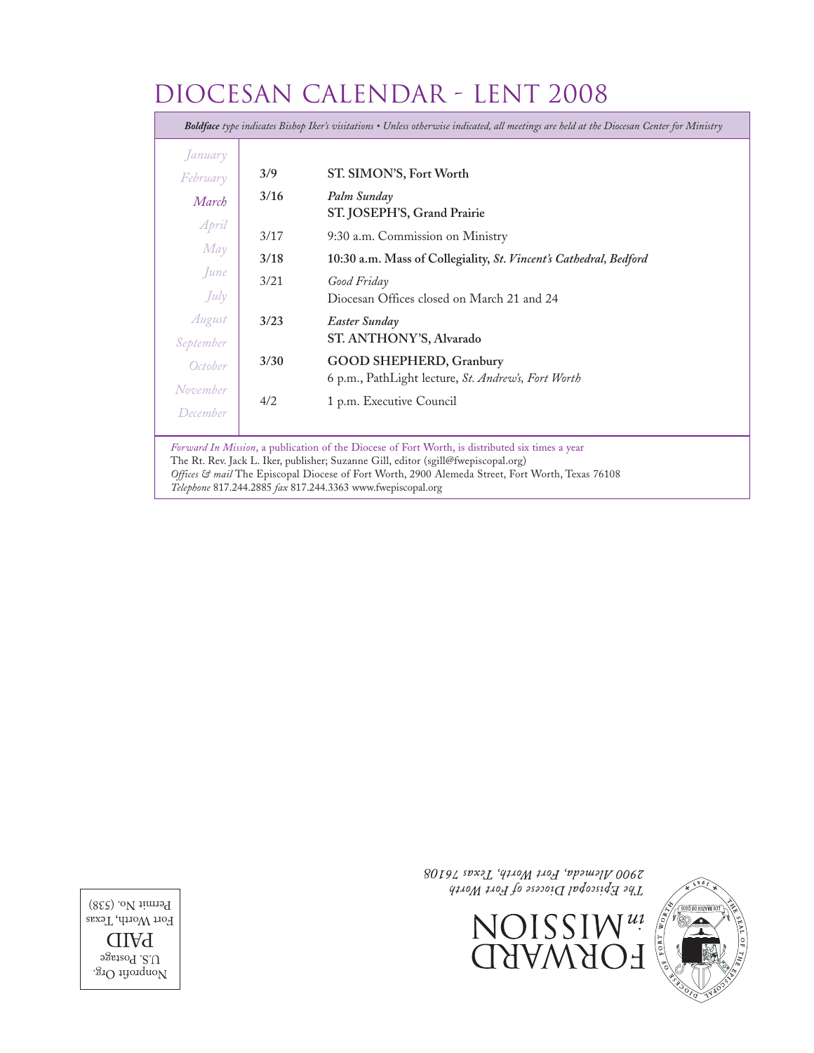# DIOCESAN CALENDAR - LENT 2008

***Boldface*** *type indicates Bishop Iker's visitations • Unless otherwise indicated, all meetings are held at the Diocesan Center for Ministry*

*January*
*February*
*March*
*April*
*May*
*June*
*July*
*August*
*September*
*October*
*November*
*December*

| | |
|---|---|
| **3/9** | **ST. SIMON'S, Fort Worth** |
| **3/16** | *Palm Sunday*<br>**ST. JOSEPH'S, Grand Prairie** |
| 3/17 | 9:30 a.m. Commission on Ministry |
| **3/18** | **10:30 a.m. Mass of Collegiality, *St. Vincent's Cathedral, Bedford*** |
| 3/21 | *Good Friday*<br>Diocesan Offices closed on March 21 and 24 |
| **3/23** | ***Easter Sunday***<br>**ST. ANTHONY'S, Alvarado** |
| **3/30** | **GOOD SHEPHERD, Granbury**<br>6 p.m., PathLight lecture, *St. Andrew's, Fort Worth* |
| 4/2 | 1 p.m. Executive Council |

*Forward In Mission*, a publication of the Diocese of Fort Worth, is distributed six times a year
The Rt. Rev. Jack L. Iker, publisher; Suzanne Gill, editor (sgill@fwepiscopal.org)
*Offices & mail* The Episcopal Diocese of Fort Worth, 2900 Alemeda Street, Fort Worth, Texas 76108
*Telephone* 817.244.2885 *fax* 817.244.3363 www.fwepiscopal.org

FORWARD *in* MISSION

*The Episcopal Diocese of Fort Worth*
*2900 Alemeda, Fort Worth, Texas 76108*

Nonprofit Org.
U.S. Postage
PAID
Fort Worth, Texas
Permit No. (538)